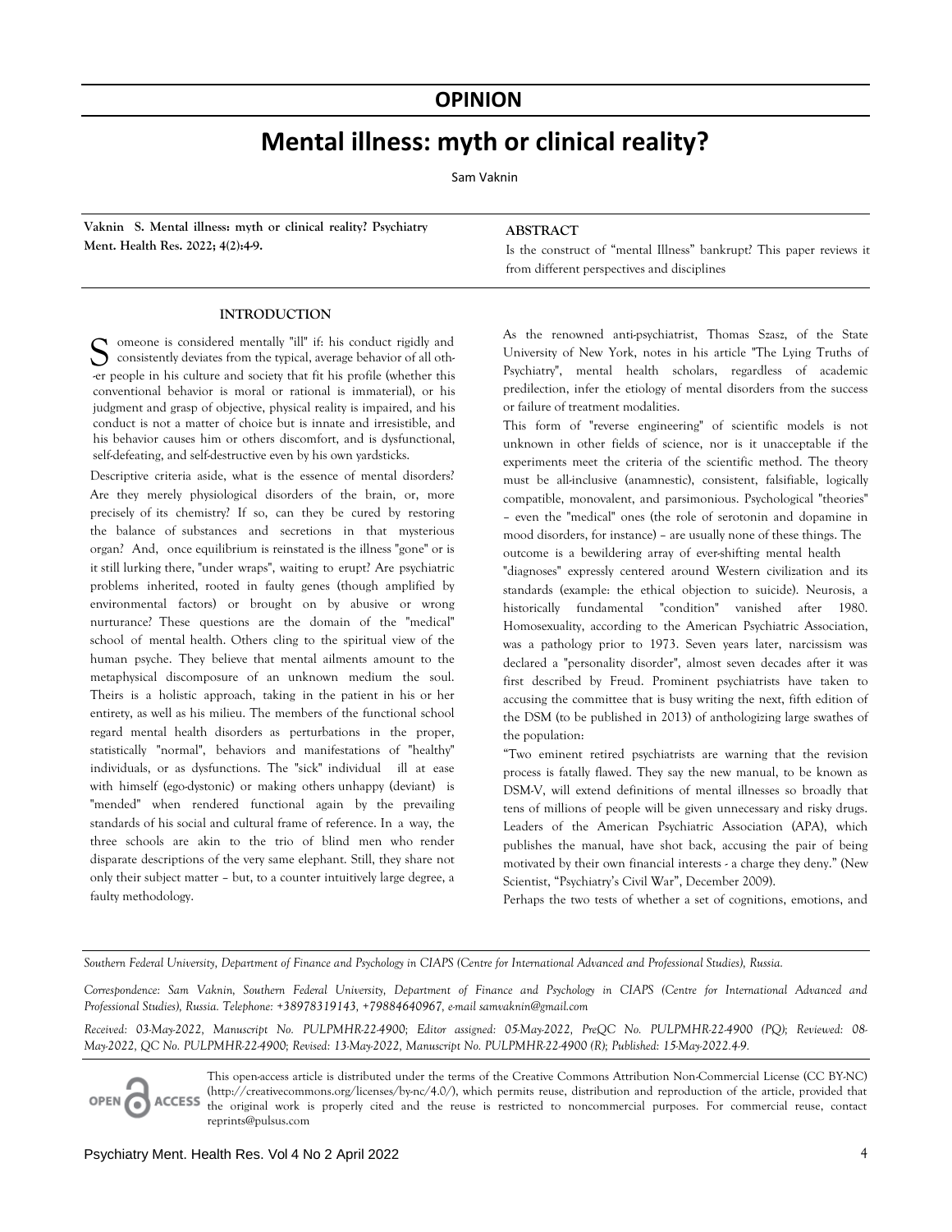**OPINION**

# Mental illness: myth or clinical reality?

Sam Vaknin

**Vaknin S. Mental illness: myth or clinical reality? Psychiatry Ment. Health Res. 2022; 4(2):4-9.**

**ABSTRACT**

Is the construct of "mental Illness" bankrupt? This paper reviews it from different perspectives and disciplines

## INTRODUCTION

Someone is considered mentally "ill" if: his conduct rigidly and consistently deviates from the typical, average behavior of all other people in his culture and society that fit his profile (whether this conventional behavior is moral or rational is immaterial), or his judgment and grasp of objective, physical reality is impaired, and his conduct is not a matter of choice but is innate and irresistible, and his behavior causes him or others discomfort, and is dysfunctional, self-defeating, and self-destructive even by his own yardsticks.

Descriptive criteria aside, what is the essence of mental disorders? Are they merely physiological disorders of the brain, or, more precisely of its chemistry? If so, can they be cured by restoring the balance of substances and secretions in that mysterious organ? And, once equilibrium is reinstated is the illness "gone" or is it still lurking there, "under wraps", waiting to erupt? Are psychiatric problems inherited, rooted in faulty genes (though amplified by environmental factors) or brought on by abusive or wrong nurturance? These questions are the domain of the "medical" school of mental health. Others cling to the spiritual view of the human psyche. They believe that mental ailments amount to the metaphysical discomposure of an unknown medium the soul. Theirs is a holistic approach, taking in the patient in his or her entirety, as well as his milieu. The members of the functional school regard mental health disorders as perturbations in the proper, statistically "normal", behaviors and manifestations of "healthy" individuals, or as dysfunctions. The "sick" individual ill at ease with himself (ego-dystonic) or making others unhappy (deviant) is "mended" when rendered functional again by the prevailing standards of his social and cultural frame of reference. In a way, the three schools are akin to the trio of blind men who render disparate descriptions of the very same elephant. Still, they share not only their subject matter – but, to a counter intuitively large degree, a faulty methodology.

As the renowned anti-psychiatrist, Thomas Szasz, of the State University of New York, notes in his article "The Lying Truths of Psychiatry", mental health scholars, regardless of academic predilection, infer the etiology of mental disorders from the success or failure of treatment modalities.

This form of "reverse engineering" of scientific models is not unknown in other fields of science, nor is it unacceptable if the experiments meet the criteria of the scientific method. The theory must be all-inclusive (anamnestic), consistent, falsifiable, logically compatible, monovalent, and parsimonious. Psychological "theories" – even the "medical" ones (the role of serotonin and dopamine in mood disorders, for instance) – are usually none of these things. The outcome is a bewildering array of ever-shifting mental health "diagnoses" expressly centered around Western civilization and its standards (example: the ethical objection to suicide). Neurosis, a historically fundamental "condition" vanished after 1980. Homosexuality, according to the American Psychiatric Association, was a pathology prior to 1973. Seven years later, narcissism was declared a "personality disorder", almost seven decades after it was first described by Freud. Prominent psychiatrists have taken to accusing the committee that is busy writing the next, fifth edition of the DSM (to be published in 2013) of anthologizing large swathes of the population:

"Two eminent retired psychiatrists are warning that the revision process is fatally flawed. They say the new manual, to be known as DSM-V, will extend definitions of mental illnesses so broadly that tens of millions of people will be given unnecessary and risky drugs. Leaders of the American Psychiatric Association (APA), which publishes the manual, have shot back, accusing the pair of being motivated by their own financial interests - a charge they deny." (New Scientist, "Psychiatry's Civil War", December 2009).

Perhaps the two tests of whether a set of cognitions, emotions, and

*Southern Federal University, Department of Finance and Psychology in CIAPS (Centre for International Advanced and Professional Studies), Russia.*

*Correspondence: Sam Vaknin, Southern Federal University, Department of Finance and Psychology in CIAPS (Centre for International Advanced and Professional Studies), Russia. Telephone: +38978319143, +79884640967, e-mail samvaknin@gmail.com*

*Received: 03-May-2022, Manuscript No. PULPMHR-22-4900; Editor assigned: 05-May-2022, PreQC No. PULPMHR-22-4900 (PQ); Reviewed: 08-May-2022, QC No. PULPMHR-22-4900; Revised: 13-May-2022, Manuscript No. PULPMHR-22-4900 (R); Published: 15-May-2022.4-9.*

This open-access article is distributed under the terms of the Creative Commons Attribution Non-Commercial License (CC BY-NC) (http://creativecommons.org/licenses/by-nc/4.0/), which permits reuse, distribution and reproduction of the article, provided that the original work is properly cited and the reuse is restricted to noncommercial purposes. For commercial reuse, contact reprints@pulsus.com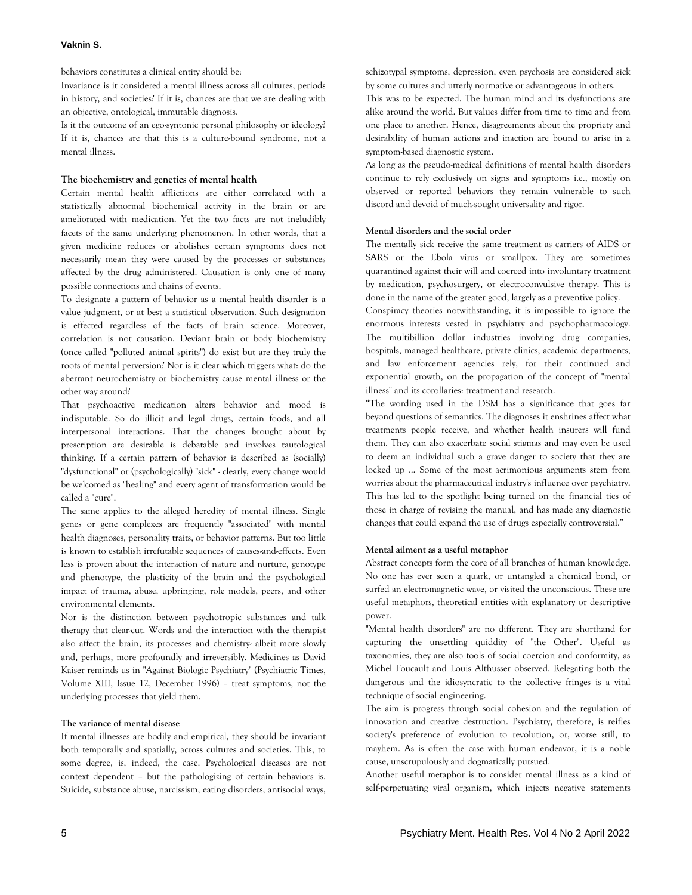behaviors constitutes a clinical entity should be:

Invariance is it considered a mental illness across all cultures, periods in history, and societies? If it is, chances are that we are dealing with an objective, ontological, immutable diagnosis.

Is it the outcome of an ego-syntonic personal philosophy or ideology? If it is, chances are that this is a culture-bound syndrome, not a mental illness.

**The biochemistry and genetics of mental health**

Certain mental health afflictions are either correlated with a statistically abnormal biochemical activity in the brain or are ameliorated with medication. Yet the two facts are not ineludibly facets of the same underlying phenomenon. In other words, that a given medicine reduces or abolishes certain symptoms does not necessarily mean they were caused by the processes or substances affected by the drug administered. Causation is only one of many possible connections and chains of events.

To designate a pattern of behavior as a mental health disorder is a value judgment, or at best a statistical observation. Such designation is effected regardless of the facts of brain science. Moreover, correlation is not causation. Deviant brain or body biochemistry (once called "polluted animal spirits") do exist but are they truly the roots of mental perversion? Nor is it clear which triggers what: do the aberrant neurochemistry or biochemistry cause mental illness or the other way around?

That psychoactive medication alters behavior and mood is indisputable. So do illicit and legal drugs, certain foods, and all interpersonal interactions. That the changes brought about by prescription are desirable is debatable and involves tautological thinking. If a certain pattern of behavior is described as (socially) "dysfunctional" or (psychologically) "sick" - clearly, every change would be welcomed as "healing" and every agent of transformation would be called a "cure".

The same applies to the alleged heredity of mental illness. Single genes or gene complexes are frequently "associated" with mental health diagnoses, personality traits, or behavior patterns. But too little is known to establish irrefutable sequences of causes-and-effects. Even less is proven about the interaction of nature and nurture, genotype and phenotype, the plasticity of the brain and the psychological impact of trauma, abuse, upbringing, role models, peers, and other environmental elements.

Nor is the distinction between psychotropic substances and talk therapy that clear-cut. Words and the interaction with the therapist also affect the brain, its processes and chemistry- albeit more slowly and, perhaps, more profoundly and irreversibly. Medicines as David Kaiser reminds us in "Against Biologic Psychiatry" (Psychiatric Times, Volume XIII, Issue 12, December 1996) – treat symptoms, not the underlying processes that yield them.

**The variance of mental disease**

If mental illnesses are bodily and empirical, they should be invariant both temporally and spatially, across cultures and societies. This, to some degree, is, indeed, the case. Psychological diseases are not context dependent – but the pathologizing of certain behaviors is. Suicide, substance abuse, narcissism, eating disorders, antisocial ways, schizotypal symptoms, depression, even psychosis are considered sick by some cultures and utterly normative or advantageous in others.

This was to be expected. The human mind and its dysfunctions are alike around the world. But values differ from time to time and from one place to another. Hence, disagreements about the propriety and desirability of human actions and inaction are bound to arise in a symptom-based diagnostic system.

As long as the pseudo-medical definitions of mental health disorders continue to rely exclusively on signs and symptoms i.e., mostly on observed or reported behaviors they remain vulnerable to such discord and devoid of much-sought universality and rigor.

**Mental disorders and the social order**

The mentally sick receive the same treatment as carriers of AIDS or SARS or the Ebola virus or smallpox. They are sometimes quarantined against their will and coerced into involuntary treatment by medication, psychosurgery, or electroconvulsive therapy. This is done in the name of the greater good, largely as a preventive policy.

Conspiracy theories notwithstanding, it is impossible to ignore the enormous interests vested in psychiatry and psychopharmacology. The multibillion dollar industries involving drug companies, hospitals, managed healthcare, private clinics, academic departments, and law enforcement agencies rely, for their continued and exponential growth, on the propagation of the concept of "mental illness" and its corollaries: treatment and research.

"The wording used in the DSM has a significance that goes far beyond questions of semantics. The diagnoses it enshrines affect what treatments people receive, and whether health insurers will fund them. They can also exacerbate social stigmas and may even be used to deem an individual such a grave danger to society that they are locked up ... Some of the most acrimonious arguments stem from worries about the pharmaceutical industry's influence over psychiatry. This has led to the spotlight being turned on the financial ties of those in charge of revising the manual, and has made any diagnostic changes that could expand the use of drugs especially controversial."

**Mental ailment as a useful metaphor**

Abstract concepts form the core of all branches of human knowledge. No one has ever seen a quark, or untangled a chemical bond, or surfed an electromagnetic wave, or visited the unconscious. These are useful metaphors, theoretical entities with explanatory or descriptive power.

"Mental health disorders" are no different. They are shorthand for capturing the unsettling quiddity of "the Other". Useful as taxonomies, they are also tools of social coercion and conformity, as Michel Foucault and Louis Althusser observed. Relegating both the dangerous and the idiosyncratic to the collective fringes is a vital technique of social engineering.

The aim is progress through social cohesion and the regulation of innovation and creative destruction. Psychiatry, therefore, is reifies society's preference of evolution to revolution, or, worse still, to mayhem. As is often the case with human endeavor, it is a noble cause, unscrupulously and dogmatically pursued.

Another useful metaphor is to consider mental illness as a kind of self-perpetuating viral organism, which injects negative statements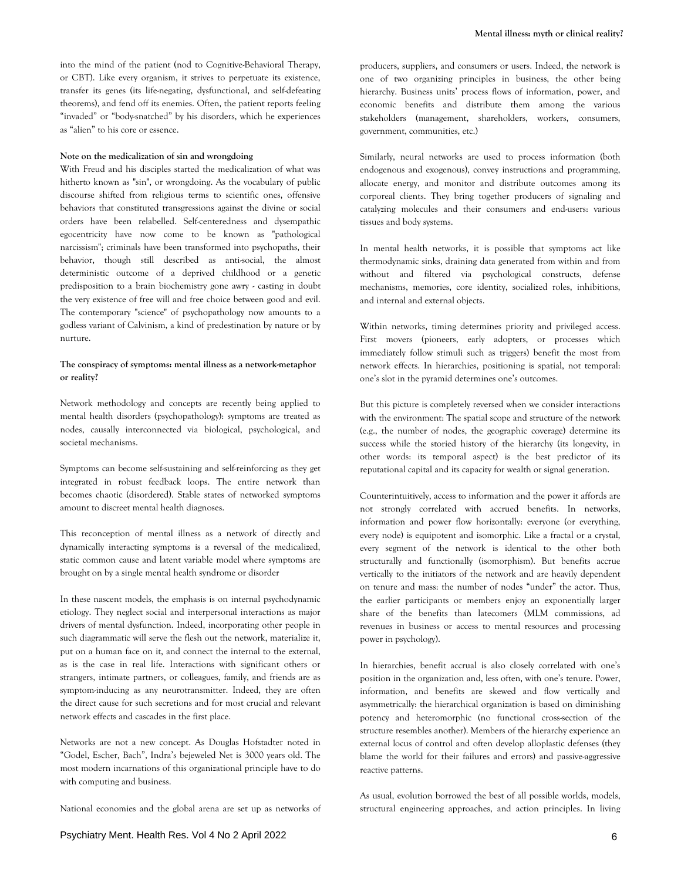into the mind of the patient (nod to Cognitive-Behavioral Therapy, or CBT). Like every organism, it strives to perpetuate its existence, transfer its genes (its life-negating, dysfunctional, and self-defeating theorems), and fend off its enemies. Often, the patient reports feeling "invaded" or "body-snatched" by his disorders, which he experiences as "alien" to his core or essence.

**Note on the medicalization of sin and wrongdoing**

With Freud and his disciples started the medicalization of what was hitherto known as "sin", or wrongdoing. As the vocabulary of public discourse shifted from religious terms to scientific ones, offensive behaviors that constituted transgressions against the divine or social orders have been relabelled. Self-centeredness and dysempathic egocentricity have now come to be known as "pathological narcissism"; criminals have been transformed into psychopaths, their behavior, though still described as anti-social, the almost deterministic outcome of a deprived childhood or a genetic predisposition to a brain biochemistry gone awry - casting in doubt the very existence of free will and free choice between good and evil. The contemporary "science" of psychopathology now amounts to a godless variant of Calvinism, a kind of predestination by nature or by nurture.

**The conspiracy of symptoms: mental illness as a network-metaphor or reality?**

Network methodology and concepts are recently being applied to mental health disorders (psychopathology): symptoms are treated as nodes, causally interconnected via biological, psychological, and societal mechanisms.

Symptoms can become self-sustaining and self-reinforcing as they get integrated in robust feedback loops. The entire network than becomes chaotic (disordered). Stable states of networked symptoms amount to discreet mental health diagnoses.

This reconception of mental illness as a network of directly and dynamically interacting symptoms is a reversal of the medicalized, static common cause and latent variable model where symptoms are brought on by a single mental health syndrome or disorder

In these nascent models, the emphasis is on internal psychodynamic etiology. They neglect social and interpersonal interactions as major drivers of mental dysfunction. Indeed, incorporating other people in such diagrammatic will serve the flesh out the network, materialize it, put on a human face on it, and connect the internal to the external, as is the case in real life. Interactions with significant others or strangers, intimate partners, or colleagues, family, and friends are as symptom-inducing as any neurotransmitter. Indeed, they are often the direct cause for such secretions and for most crucial and relevant network effects and cascades in the first place.

Networks are not a new concept. As Douglas Hofstadter noted in "Godel, Escher, Bach", Indra's bejeweled Net is 3000 years old. The most modern incarnations of this organizational principle have to do with computing and business.

National economies and the global arena are set up as networks of producers, suppliers, and consumers or users. Indeed, the network is one of two organizing principles in business, the other being hierarchy. Business units' process flows of information, power, and economic benefits and distribute them among the various stakeholders (management, shareholders, workers, consumers, government, communities, etc.)

Similarly, neural networks are used to process information (both endogenous and exogenous), convey instructions and programming, allocate energy, and monitor and distribute outcomes among its corporeal clients. They bring together producers of signaling and catalyzing molecules and their consumers and end-users: various tissues and body systems.

In mental health networks, it is possible that symptoms act like thermodynamic sinks, draining data generated from within and from without and filtered via psychological constructs, defense mechanisms, memories, core identity, socialized roles, inhibitions, and internal and external objects.

Within networks, timing determines priority and privileged access. First movers (pioneers, early adopters, or processes which immediately follow stimuli such as triggers) benefit the most from network effects. In hierarchies, positioning is spatial, not temporal: one's slot in the pyramid determines one's outcomes.

But this picture is completely reversed when we consider interactions with the environment: The spatial scope and structure of the network (e.g., the number of nodes, the geographic coverage) determine its success while the storied history of the hierarchy (its longevity, in other words: its temporal aspect) is the best predictor of its reputational capital and its capacity for wealth or signal generation.

Counterintuitively, access to information and the power it affords are not strongly correlated with accrued benefits. In networks, information and power flow horizontally: everyone (or everything, every node) is equipotent and isomorphic. Like a fractal or a crystal, every segment of the network is identical to the other both structurally and functionally (isomorphism). But benefits accrue vertically to the initiators of the network and are heavily dependent on tenure and mass: the number of nodes "under" the actor. Thus, the earlier participants or members enjoy an exponentially larger share of the benefits than latecomers (MLM commissions, ad revenues in business or access to mental resources and processing power in psychology).

In hierarchies, benefit accrual is also closely correlated with one's position in the organization and, less often, with one's tenure. Power, information, and benefits are skewed and flow vertically and asymmetrically: the hierarchical organization is based on diminishing potency and heteromorphic (no functional cross-section of the structure resembles another). Members of the hierarchy experience an external locus of control and often develop alloplastic defenses (they blame the world for their failures and errors) and passive-aggressive reactive patterns.

As usual, evolution borrowed the best of all possible worlds, models, structural engineering approaches, and action principles. In living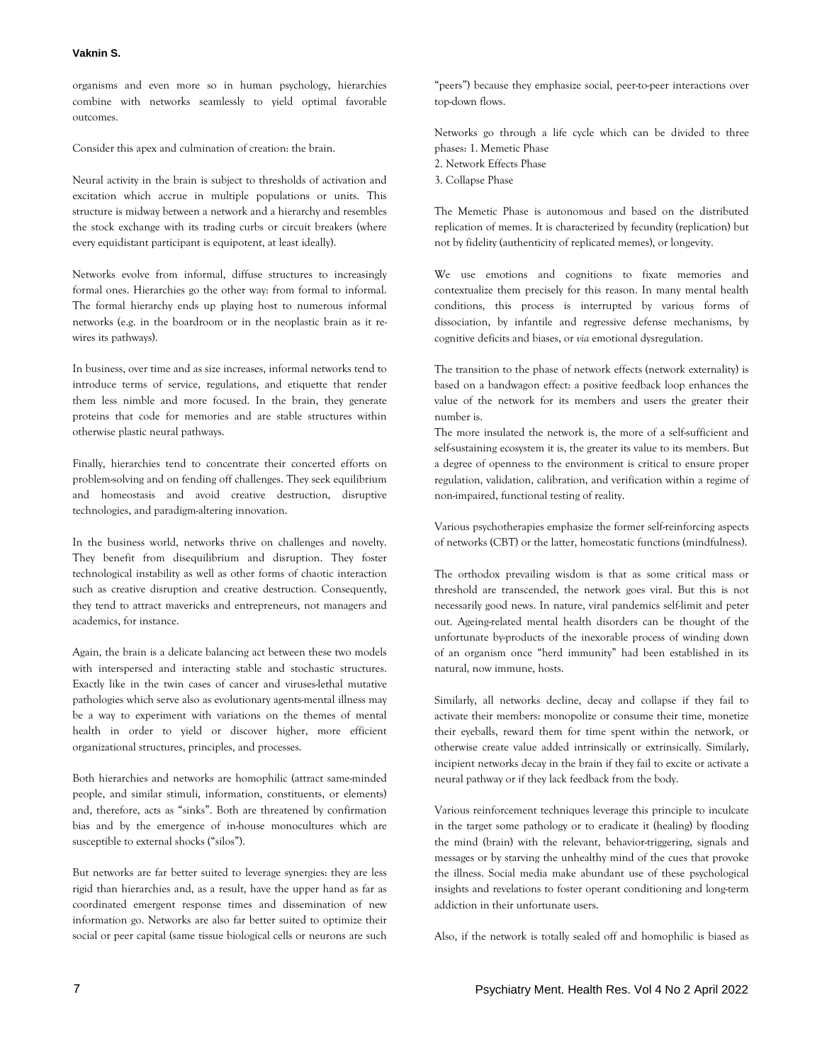organisms and even more so in human psychology, hierarchies combine with networks seamlessly to yield optimal favorable outcomes.

Consider this apex and culmination of creation: the brain.

Neural activity in the brain is subject to thresholds of activation and excitation which accrue in multiple populations or units. This structure is midway between a network and a hierarchy and resembles the stock exchange with its trading curbs or circuit breakers (where every equidistant participant is equipotent, at least ideally).

Networks evolve from informal, diffuse structures to increasingly formal ones. Hierarchies go the other way: from formal to informal. The formal hierarchy ends up playing host to numerous informal networks (e.g. in the boardroom or in the neoplastic brain as it re-wires its pathways).

In business, over time and as size increases, informal networks tend to introduce terms of service, regulations, and etiquette that render them less nimble and more focused. In the brain, they generate proteins that code for memories and are stable structures within otherwise plastic neural pathways.

Finally, hierarchies tend to concentrate their concerted efforts on problem-solving and on fending off challenges. They seek equilibrium and homeostasis and avoid creative destruction, disruptive technologies, and paradigm-altering innovation.

In the business world, networks thrive on challenges and novelty. They benefit from disequilibrium and disruption. They foster technological instability as well as other forms of chaotic interaction such as creative disruption and creative destruction. Consequently, they tend to attract mavericks and entrepreneurs, not managers and academics, for instance.

Again, the brain is a delicate balancing act between these two models with interspersed and interacting stable and stochastic structures. Exactly like in the twin cases of cancer and viruses-lethal mutative pathologies which serve also as evolutionary agents-mental illness may be a way to experiment with variations on the themes of mental health in order to yield or discover higher, more efficient organizational structures, principles, and processes.

Both hierarchies and networks are homophilic (attract same-minded people, and similar stimuli, information, constituents, or elements) and, therefore, acts as "sinks". Both are threatened by confirmation bias and by the emergence of in-house monocultures which are susceptible to external shocks ("silos").

But networks are far better suited to leverage synergies: they are less rigid than hierarchies and, as a result, have the upper hand as far as coordinated emergent response times and dissemination of new information go. Networks are also far better suited to optimize their social or peer capital (same tissue biological cells or neurons are such "peers") because they emphasize social, peer-to-peer interactions over top-down flows.

Networks go through a life cycle which can be divided to three phases: 1. Memetic Phase
2. Network Effects Phase
3. Collapse Phase

The Memetic Phase is autonomous and based on the distributed replication of memes. It is characterized by fecundity (replication) but not by fidelity (authenticity of replicated memes), or longevity.

We use emotions and cognitions to fixate memories and contextualize them precisely for this reason. In many mental health conditions, this process is interrupted by various forms of dissociation, by infantile and regressive defense mechanisms, by cognitive deficits and biases, or *via* emotional dysregulation.

The transition to the phase of network effects (network externality) is based on a bandwagon effect: a positive feedback loop enhances the value of the network for its members and users the greater their number is.
The more insulated the network is, the more of a self-sufficient and self-sustaining ecosystem it is, the greater its value to its members. But a degree of openness to the environment is critical to ensure proper regulation, validation, calibration, and verification within a regime of non-impaired, functional testing of reality.

Various psychotherapies emphasize the former self-reinforcing aspects of networks (CBT) or the latter, homeostatic functions (mindfulness).

The orthodox prevailing wisdom is that as some critical mass or threshold are transcended, the network goes viral. But this is not necessarily good news. In nature, viral pandemics self-limit and peter out. Ageing-related mental health disorders can be thought of the unfortunate by-products of the inexorable process of winding down of an organism once "herd immunity" had been established in its natural, now immune, hosts.

Similarly, all networks decline, decay and collapse if they fail to activate their members: monopolize or consume their time, monetize their eyeballs, reward them for time spent within the network, or otherwise create value added intrinsically or extrinsically. Similarly, incipient networks decay in the brain if they fail to excite or activate a neural pathway or if they lack feedback from the body.

Various reinforcement techniques leverage this principle to inculcate in the target some pathology or to eradicate it (healing) by flooding the mind (brain) with the relevant, behavior-triggering, signals and messages or by starving the unhealthy mind of the cues that provoke the illness. Social media make abundant use of these psychological insights and revelations to foster operant conditioning and long-term addiction in their unfortunate users.

Also, if the network is totally sealed off and homophilic is biased as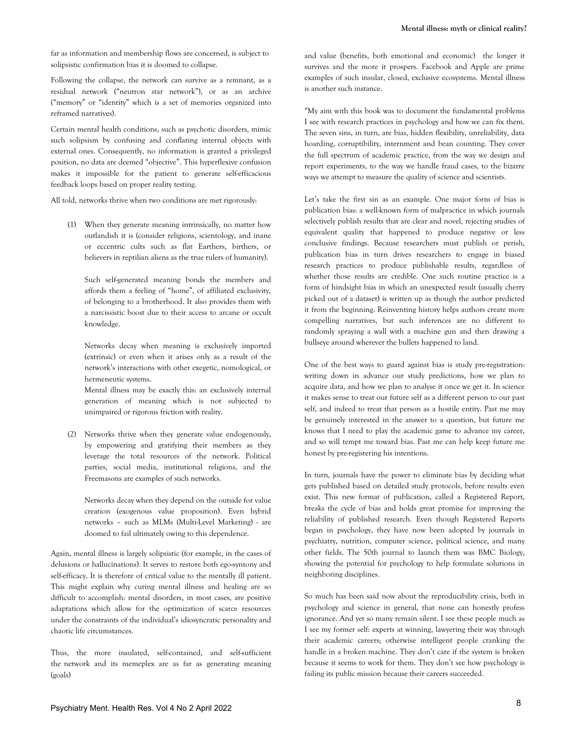far as information and membership flows are concerned, is subject to solipsistic confirmation bias it is doomed to collapse.

Following the collapse, the network can survive as a remnant, as a residual network ("neutron star network"), or as an archive ("memory" or "identity" which is a set of memories organized into reframed narratives).

Certain mental health conditions, such as psychotic disorders, mimic such solipsism by confusing and conflating internal objects with external ones. Consequently, no information is granted a privileged position, no data are deemed "objective". This hyperflexive confusion makes it impossible for the patient to generate self-efficacious feedback loops based on proper reality testing.

All told, networks thrive when two conditions are met rigorously:

(1) When they generate meaning intrinsically, no matter how outlandish it is (consider religions, scientology, and inane or eccentric cults such as flat Earthers, birthers, or believers in reptilian aliens as the true rulers of humanity).

    Such self-generated meaning bonds the members and affords them a feeling of "home", of affiliated exclusivity, of belonging to a brotherhood. It also provides them with a narcissistic boost due to their access to arcane or occult knowledge.

    Networks decay when meaning is exclusively imported (extrinsic) or even when it arises only as a result of the network's interactions with other exegetic, nomological, or hermeneutic systems.
    Mental illness may be exactly this: an exclusively internal generation of meaning which is not subjected to unimpaired or rigorous friction with reality.

(2) Networks thrive when they generate value endogenously, by empowering and gratifying their members as they leverage the total resources of the network. Political parties, social media, institutional religions, and the Freemasons are examples of such networks.

    Networks decay when they depend on the outside for value creation (exogenous value proposition). Even hybrid networks – such as MLMs (Multi-Level Marketing) - are doomed to fail ultimately owing to this dependence.

Again, mental illness is largely solipsistic (for example, in the cases of delusions or hallucinations). It serves to restore both ego-syntony and self-efficacy. It is therefore of critical value to the mentally ill patient. This might explain why curing mental illness and healing are so difficult to accomplish: mental disorders, in most cases, are positive adaptations which allow for the optimization of scarce resources under the constraints of the individual's idiosyncratic personality and chaotic life circumstances.

Thus, the more insulated, self-contained, and self-sufficient the network and its memeplex are as far as generating meaning (goals) and value (benefits, both emotional and economic) the longer it survives and the more it prospers. Facebook and Apple are prime examples of such insular, closed, exclusive ecosystems. Mental illness is another such instance.

"My aim with this book was to document the fundamental problems I see with research practices in psychology and how we can fix them. The seven sins, in turn, are bias, hidden flexibility, unreliability, data hoarding, corruptibility, internment and bean counting. They cover the full spectrum of academic practice, from the way we design and report experiments, to the way we handle fraud cases, to the bizarre ways we attempt to measure the quality of science and scientists.

Let's take the first sin as an example. One major form of bias is publication bias: a well-known form of malpractice in which journals selectively publish results that are clear and novel, rejecting studies of equivalent quality that happened to produce negative or less conclusive findings. Because researchers must publish or perish, publication bias in turn drives researchers to engage in biased research practices to produce publishable results, regardless of whether those results are credible. One such routine practice is a form of hindsight bias in which an unexpected result (usually cherry picked out of a dataset) is written up as though the author predicted it from the beginning. Reinventing history helps authors create more compelling narratives, but such inferences are no different to randomly spraying a wall with a machine gun and then drawing a bullseye around wherever the bullets happened to land.

One of the best ways to guard against bias is study pre-registration: writing down in advance our study predictions, how we plan to acquire data, and how we plan to analyse it once we get it. In science it makes sense to treat our future self as a different person to our past self, and indeed to treat that person as a hostile entity. Past me may be genuinely interested in the answer to a question, but future me knows that I need to play the academic game to advance my career, and so will tempt me toward bias. Past me can help keep future me honest by pre-registering his intentions.

In turn, journals have the power to eliminate bias by deciding what gets published based on detailed study protocols, before results even exist. This new format of publication, called a Registered Report, breaks the cycle of bias and holds great promise for improving the reliability of published research. Even though Registered Reports began in psychology, they have now been adopted by journals in psychiatry, nutrition, computer science, political science, and many other fields. The 50th journal to launch them was BMC Biology, showing the potential for psychology to help formulate solutions in neighboring disciplines.

So much has been said now about the reproducibility crisis, both in psychology and science in general, that none can honestly profess ignorance. And yet so many remain silent. I see these people much as I see my former self: experts at winning, lawyering their way through their academic careers; otherwise intelligent people cranking the handle in a broken machine. They don't care if the system is broken because it seems to work for them. They don't see how psychology is failing its public mission because their careers succeeded.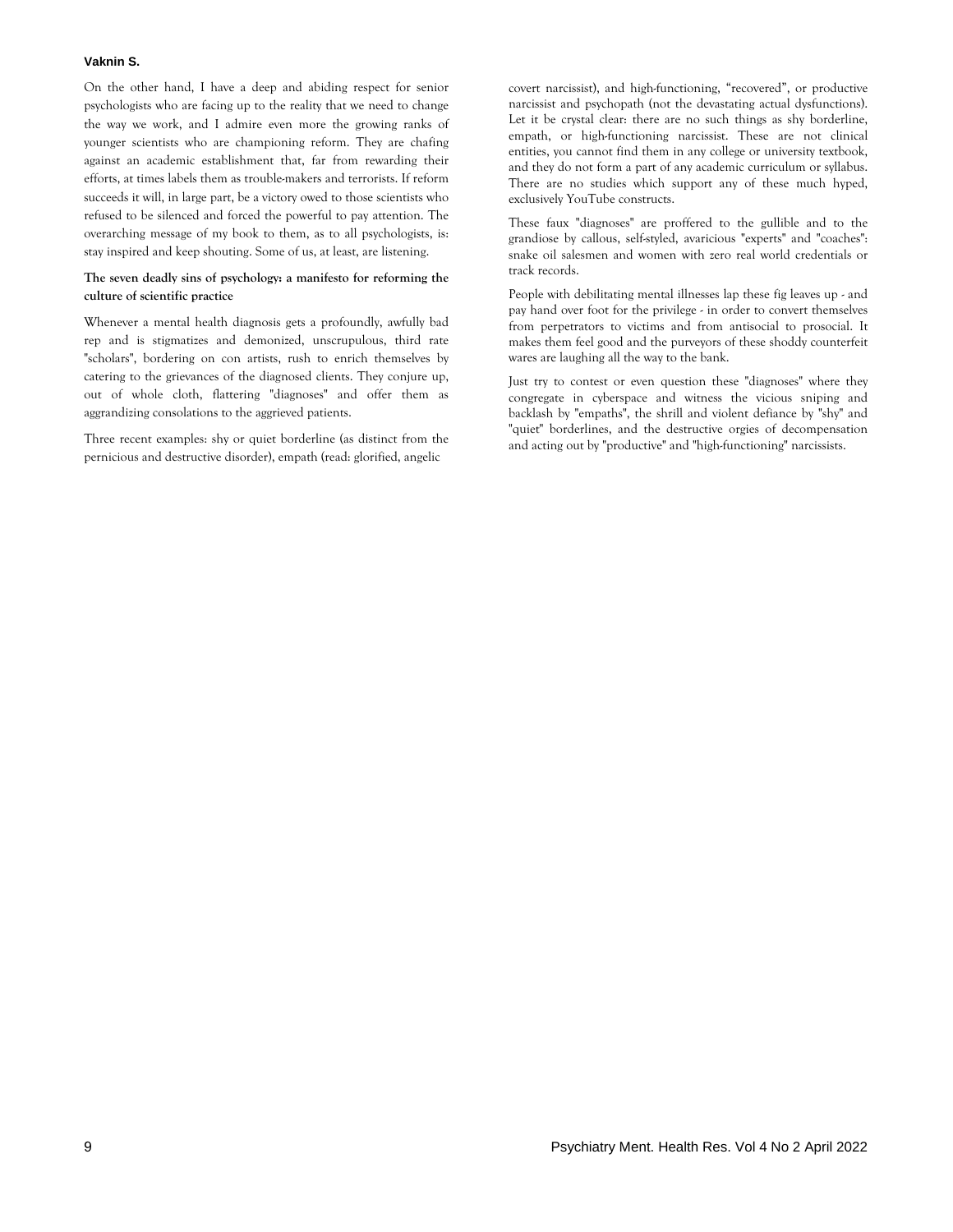On the other hand, I have a deep and abiding respect for senior psychologists who are facing up to the reality that we need to change the way we work, and I admire even more the growing ranks of younger scientists who are championing reform. They are chafing against an academic establishment that, far from rewarding their efforts, at times labels them as trouble-makers and terrorists. If reform succeeds it will, in large part, be a victory owed to those scientists who refused to be silenced and forced the powerful to pay attention. The overarching message of my book to them, as to all psychologists, is: stay inspired and keep shouting. Some of us, at least, are listening.

**The seven deadly sins of psychology: a manifesto for reforming the culture of scientific practice**

Whenever a mental health diagnosis gets a profoundly, awfully bad rep and is stigmatizes and demonized, unscrupulous, third rate "scholars", bordering on con artists, rush to enrich themselves by catering to the grievances of the diagnosed clients. They conjure up, out of whole cloth, flattering "diagnoses" and offer them as aggrandizing consolations to the aggrieved patients.

Three recent examples: shy or quiet borderline (as distinct from the pernicious and destructive disorder), empath (read: glorified, angelic covert narcissist), and high-functioning, "recovered", or productive narcissist and psychopath (not the devastating actual dysfunctions). Let it be crystal clear: there are no such things as shy borderline, empath, or high-functioning narcissist. These are not clinical entities, you cannot find them in any college or university textbook, and they do not form a part of any academic curriculum or syllabus. There are no studies which support any of these much hyped, exclusively YouTube constructs.

These faux "diagnoses" are proffered to the gullible and to the grandiose by callous, self-styled, avaricious "experts" and "coaches": snake oil salesmen and women with zero real world credentials or track records.

People with debilitating mental illnesses lap these fig leaves up - and pay hand over foot for the privilege - in order to convert themselves from perpetrators to victims and from antisocial to prosocial. It makes them feel good and the purveyors of these shoddy counterfeit wares are laughing all the way to the bank.

Just try to contest or even question these "diagnoses" where they congregate in cyberspace and witness the vicious sniping and backlash by "empaths", the shrill and violent defiance by "shy" and "quiet" borderlines, and the destructive orgies of decompensation and acting out by "productive" and "high-functioning" narcissists.